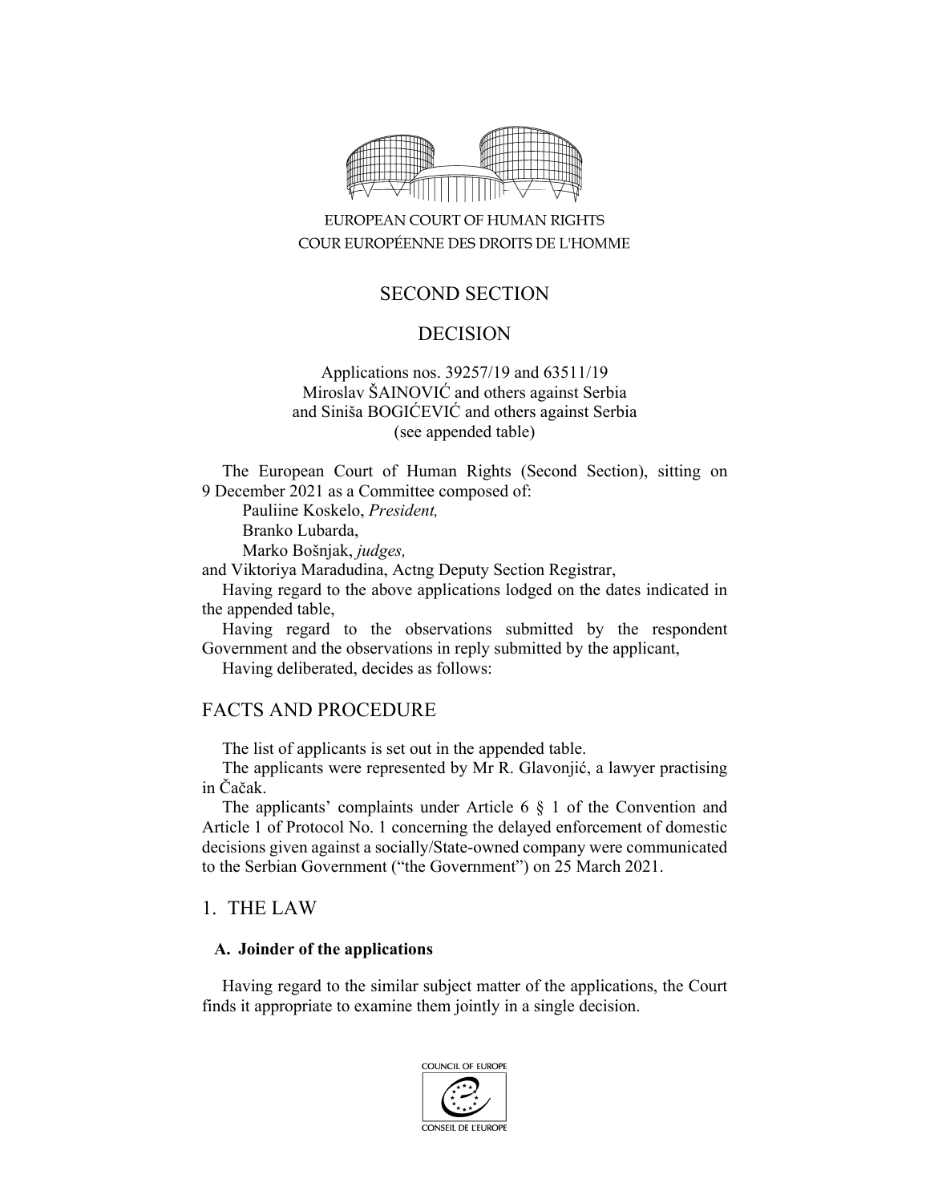EUROPEAN COURT OF HUMAN RIGHTS
COUR EUROPÉENNE DES DROITS DE L'HOMME

SECOND SECTION

DECISION

Applications nos. 39257/19 and 63511/19
Miroslav ŠAINOVIĆ and others against Serbia
and Siniša BOGIĆEVIĆ and others against Serbia
(see appended table)

The European Court of Human Rights (Second Section), sitting on 9 December 2021 as a Committee composed of:

Pauliine Koskelo, *President,*
Branko Lubarda,
Marko Bošnjak, *judges,*

and Viktoriya Maradudina, Actng Deputy Section Registrar,

Having regard to the above applications lodged on the dates indicated in the appended table,

Having regard to the observations submitted by the respondent Government and the observations in reply submitted by the applicant,

Having deliberated, decides as follows:

## FACTS AND PROCEDURE

The list of applicants is set out in the appended table.

The applicants were represented by Mr R. Glavonjić, a lawyer practising in Čačak.

The applicants' complaints under Article 6 § 1 of the Convention and Article 1 of Protocol No. 1 concerning the delayed enforcement of domestic decisions given against a socially/State-owned company were communicated to the Serbian Government ("the Government") on 25 March 2021.

## 1. THE LAW

### A. Joinder of the applications

Having regard to the similar subject matter of the applications, the Court finds it appropriate to examine them jointly in a single decision.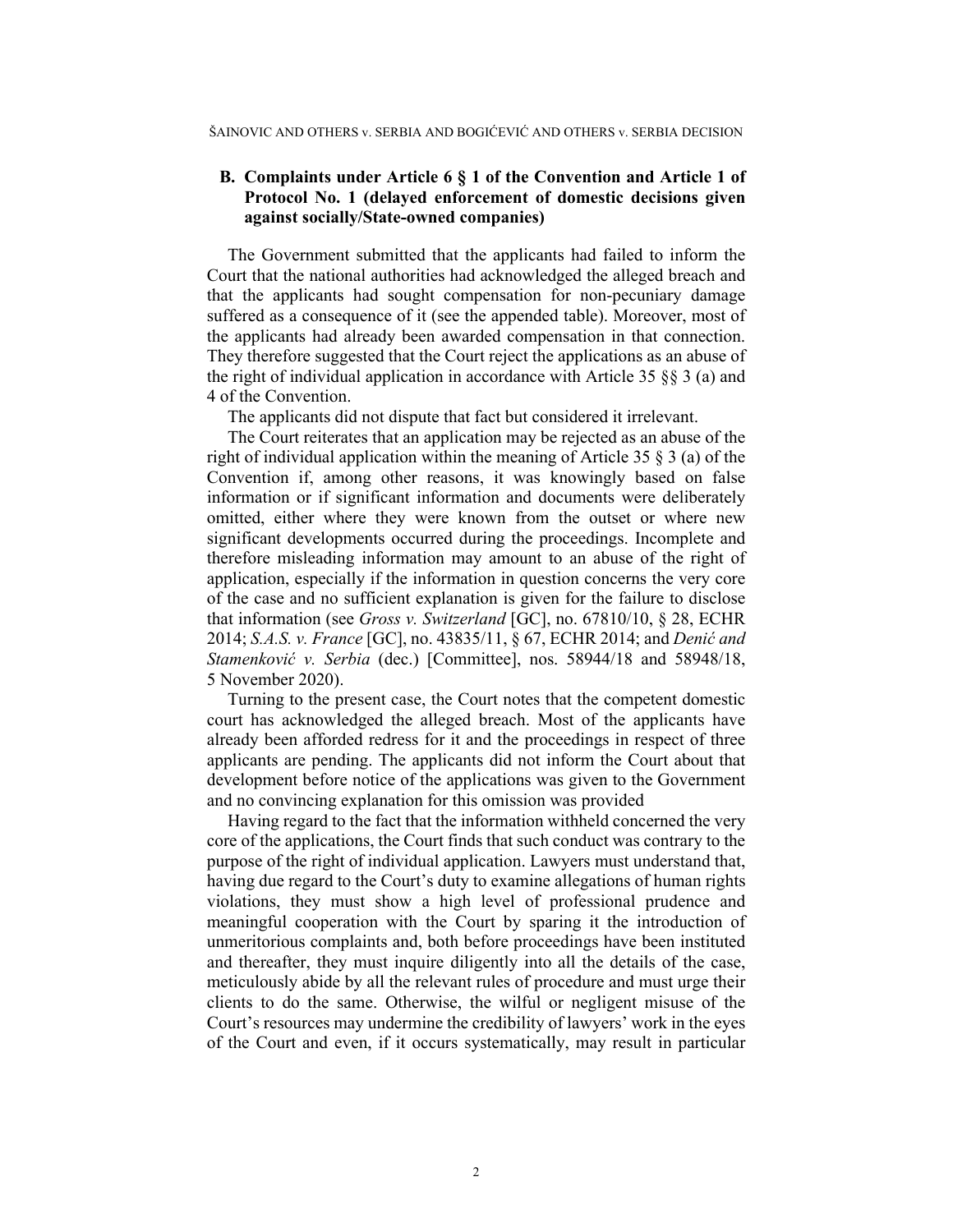## B. Complaints under Article 6 § 1 of the Convention and Article 1 of Protocol No. 1 (delayed enforcement of domestic decisions given against socially/State-owned companies)

The Government submitted that the applicants had failed to inform the Court that the national authorities had acknowledged the alleged breach and that the applicants had sought compensation for non-pecuniary damage suffered as a consequence of it (see the appended table). Moreover, most of the applicants had already been awarded compensation in that connection. They therefore suggested that the Court reject the applications as an abuse of the right of individual application in accordance with Article 35 §§ 3 (a) and 4 of the Convention.

The applicants did not dispute that fact but considered it irrelevant.

The Court reiterates that an application may be rejected as an abuse of the right of individual application within the meaning of Article 35 § 3 (a) of the Convention if, among other reasons, it was knowingly based on false information or if significant information and documents were deliberately omitted, either where they were known from the outset or where new significant developments occurred during the proceedings. Incomplete and therefore misleading information may amount to an abuse of the right of application, especially if the information in question concerns the very core of the case and no sufficient explanation is given for the failure to disclose that information (see *Gross v. Switzerland* [GC], no. 67810/10, § 28, ECHR 2014; *S.A.S. v. France* [GC], no. 43835/11, § 67, ECHR 2014; and *Denić and Stamenković v. Serbia* (dec.) [Committee], nos. 58944/18 and 58948/18, 5 November 2020).

Turning to the present case, the Court notes that the competent domestic court has acknowledged the alleged breach. Most of the applicants have already been afforded redress for it and the proceedings in respect of three applicants are pending. The applicants did not inform the Court about that development before notice of the applications was given to the Government and no convincing explanation for this omission was provided

Having regard to the fact that the information withheld concerned the very core of the applications, the Court finds that such conduct was contrary to the purpose of the right of individual application. Lawyers must understand that, having due regard to the Court's duty to examine allegations of human rights violations, they must show a high level of professional prudence and meaningful cooperation with the Court by sparing it the introduction of unmeritorious complaints and, both before proceedings have been instituted and thereafter, they must inquire diligently into all the details of the case, meticulously abide by all the relevant rules of procedure and must urge their clients to do the same. Otherwise, the wilful or negligent misuse of the Court's resources may undermine the credibility of lawyers' work in the eyes of the Court and even, if it occurs systematically, may result in particular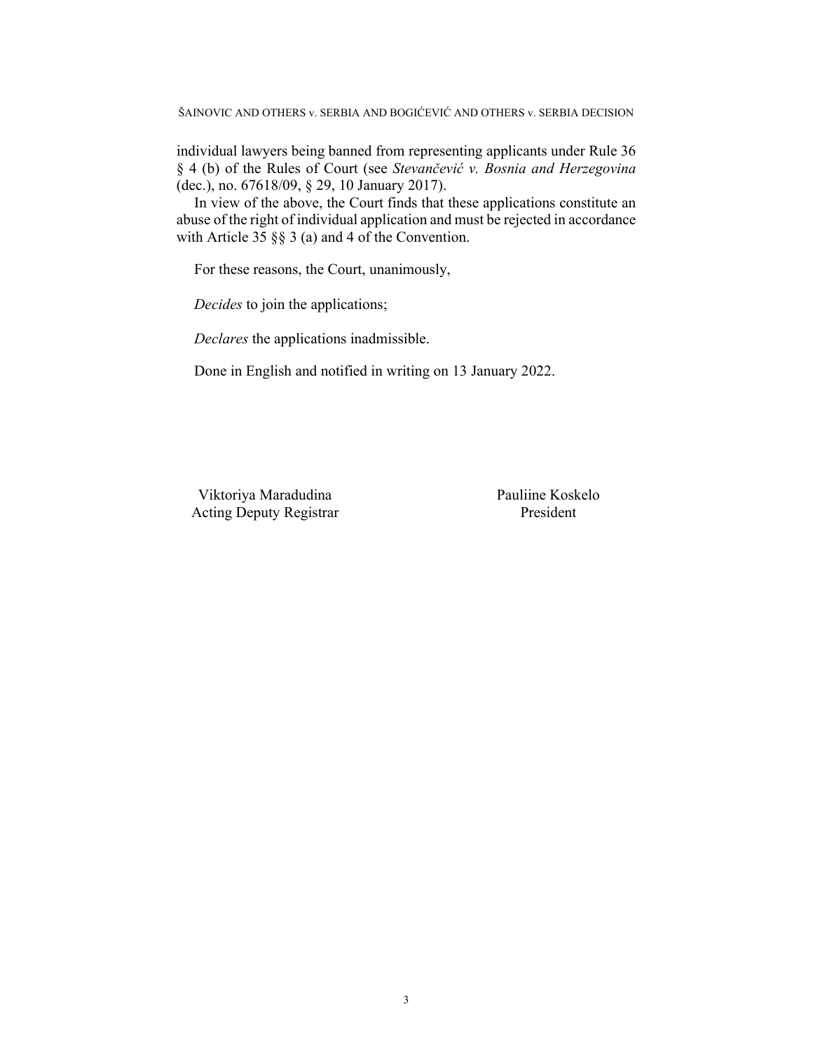individual lawyers being banned from representing applicants under Rule 36 § 4 (b) of the Rules of Court (see *Stevančević v. Bosnia and Herzegovina* (dec.), no. 67618/09, § 29, 10 January 2017).

In view of the above, the Court finds that these applications constitute an abuse of the right of individual application and must be rejected in accordance with Article 35 §§ 3 (a) and 4 of the Convention.

For these reasons, the Court, unanimously,

*Decides* to join the applications;

*Declares* the applications inadmissible.

Done in English and notified in writing on 13 January 2022.

Viktoriya Maradudina
Acting Deputy Registrar

Pauliine Koskelo
President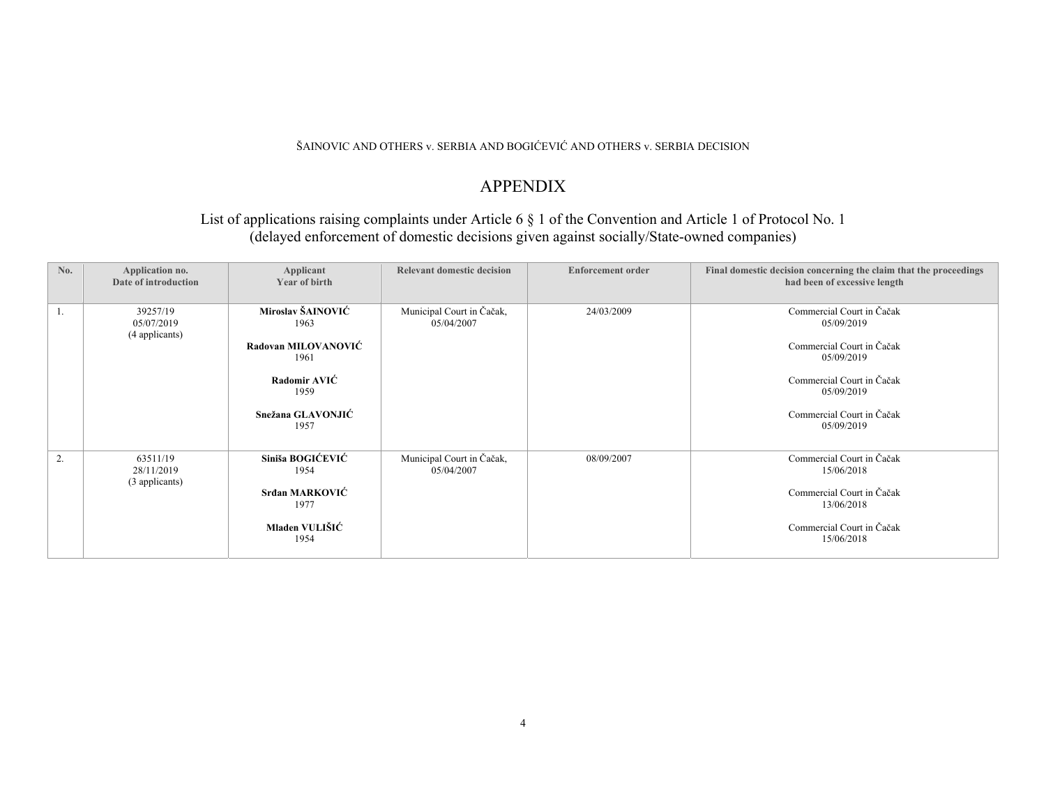# APPENDIX

List of applications raising complaints under Article 6 § 1 of the Convention and Article 1 of Protocol No. 1
(delayed enforcement of domestic decisions given against socially/State-owned companies)

| No. | Application no.<br>Date of introduction | Applicant<br>Year of birth | Relevant domestic decision | Enforcement order | Final domestic decision concerning the claim that the proceedings had been of excessive length |
|---|---|---|---|---|---|
| 1. | 39257/19<br>05/07/2019<br>(4 applicants) | **Miroslav ŠAINOVIĆ**<br>1963<br><br>**Radovan MILOVANOVIĆ**<br>1961<br><br>**Radomir AVIĆ**<br>1959<br><br>**Snežana GLAVONJIĆ**<br>1957 | Municipal Court in Čačak,<br>05/04/2007 | 24/03/2009 | Commercial Court in Čačak<br>05/09/2019<br><br>Commercial Court in Čačak<br>05/09/2019<br><br>Commercial Court in Čačak<br>05/09/2019<br><br>Commercial Court in Čačak<br>05/09/2019 |
| 2. | 63511/19<br>28/11/2019<br>(3 applicants) | **Siniša BOGIĆEVIĆ**<br>1954<br><br>**Srđan MARKOVIĆ**<br>1977<br><br>**Mladen VULIŠIĆ**<br>1954 | Municipal Court in Čačak,<br>05/04/2007 | 08/09/2007 | Commercial Court in Čačak<br>15/06/2018<br><br>Commercial Court in Čačak<br>13/06/2018<br><br>Commercial Court in Čačak<br>15/06/2018 |